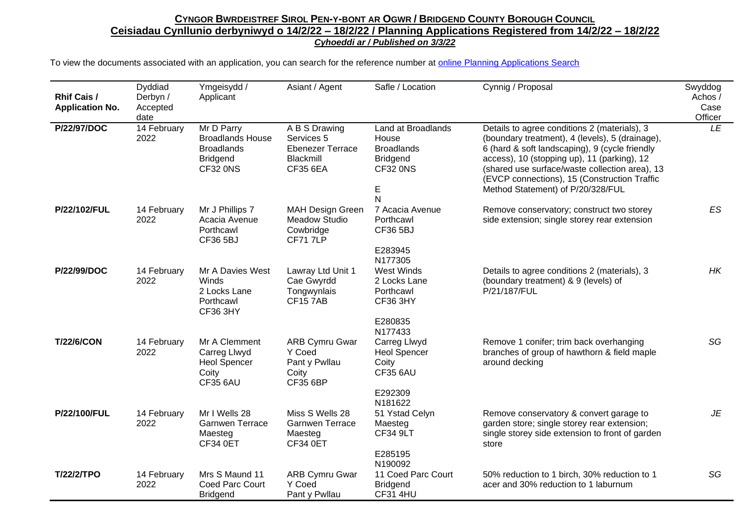**CYNGOR BWRDEISTREF SIROL PEN-Y-BONT AR OGWR / BRIDGEND COUNTY BOROUGH COUNCIL**

**Ceisiadau Cynllunio derbyniwyd o 14/2/22 – 18/2/22 / Planning Applications Registered from 14/2/22 – 18/2/22**

***Cyhoeddi ar / Published on 3/3/22***

To view the documents associated with an application, you can search for the reference number at online Planning Applications Search

| Rhif Cais / Application No. | Dyddiad Derbyn / Accepted date | Ymgeisydd / Applicant | Asiant / Agent | Safle / Location | Cynnig / Proposal | Swyddog Achos / Case Officer |
|---|---|---|---|---|---|---|
| **P/22/97/DOC** | 14 February 2022 | Mr D Parry Broadlands House Broadlands Bridgend CF32 0NS | A B S Drawing Services 5 Ebenezer Terrace Blackmill CF35 6EA | Land at Broadlands House Broadlands Bridgend CF32 0NS E N | Details to agree conditions 2 (materials), 3 (boundary treatment), 4 (levels), 5 (drainage), 6 (hard & soft landscaping), 9 (cycle friendly access), 10 (stopping up), 11 (parking), 12 (shared use surface/waste collection area), 13 (EVCP connections), 15 (Construction Traffic Method Statement) of P/20/328/FUL | *LE* |
| **P/22/102/FUL** | 14 February 2022 | Mr J Phillips 7 Acacia Avenue Porthcawl CF36 5BJ | MAH Design Green Meadow Studio Cowbridge CF71 7LP | 7 Acacia Avenue Porthcawl CF36 5BJ E283945 N177305 | Remove conservatory; construct two storey side extension; single storey rear extension | *ES* |
| **P/22/99/DOC** | 14 February 2022 | Mr A Davies West Winds 2 Locks Lane Porthcawl CF36 3HY | Lawray Ltd Unit 1 Cae Gwyrdd Tongwynlais CF15 7AB | West Winds 2 Locks Lane Porthcawl CF36 3HY E280835 N177433 | Details to agree conditions 2 (materials), 3 (boundary treatment) & 9 (levels) of P/21/187/FUL | *HK* |
| **T/22/6/CON** | 14 February 2022 | Mr A Clemment Carreg Llwyd Heol Spencer Coity CF35 6AU | ARB Cymru Gwar Y Coed Pant y Pwllau Coity CF35 6BP | Carreg Llwyd Heol Spencer Coity CF35 6AU E292309 N181622 | Remove 1 conifer; trim back overhanging branches of group of hawthorn & field maple around decking | *SG* |
| **P/22/100/FUL** | 14 February 2022 | Mr I Wells 28 Garnwen Terrace Maesteg CF34 0ET | Miss S Wells 28 Garnwen Terrace Maesteg CF34 0ET | 51 Ystad Celyn Maesteg CF34 9LT E285195 N190092 | Remove conservatory & convert garage to garden store; single storey rear extension; single storey side extension to front of garden store | *JE* |
| **T/22/2/TPO** | 14 February 2022 | Mrs S Maund 11 Coed Parc Court Bridgend | ARB Cymru Gwar Y Coed Pant y Pwllau | 11 Coed Parc Court Bridgend CF31 4HU | 50% reduction to 1 birch, 30% reduction to 1 acer and 30% reduction to 1 laburnum | *SG* |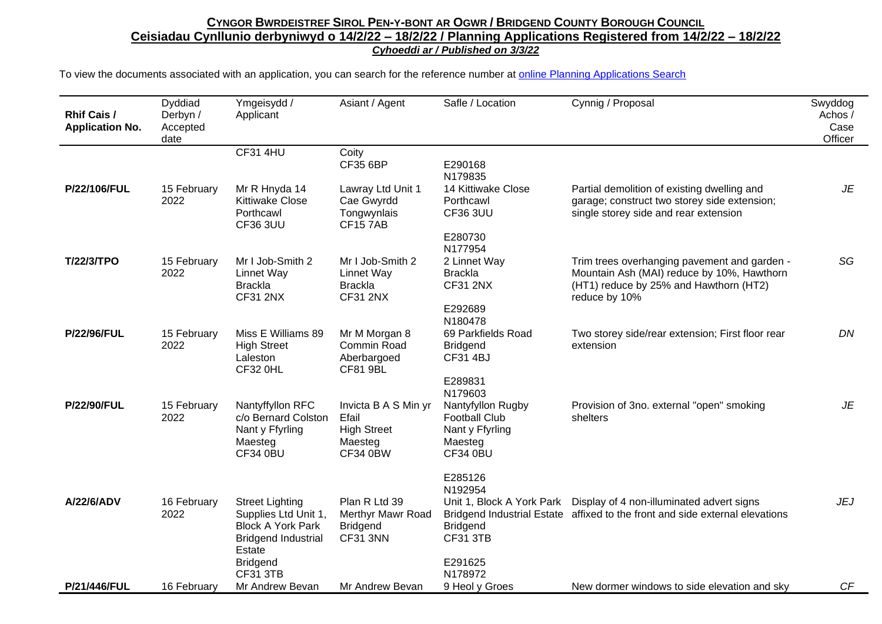## CYNGOR BWRDEISTREF SIROL PEN-Y-BONT AR OGWR / BRIDGEND COUNTY BOROUGH COUNCIL

## Ceisiadau Cynllunio derbyniwyd o 14/2/22 – 18/2/22 / Planning Applications Registered from 14/2/22 – 18/2/22

***Cyhoeddi ar / Published on 3/3/22***

To view the documents associated with an application, you can search for the reference number at [online Planning Applications Search]

| Rhif Cais / Application No. | Dyddiad Derbyn / Accepted date | Ymgeisydd / Applicant | Asiant / Agent | Safle / Location | Cynnig / Proposal | Swyddog Achos / Case Officer |
|---|---|---|---|---|---|---|
| | | CF31 4HU | Coity CF35 6BP | E290168 N179835 | | |
| **P/22/106/FUL** | 15 February 2022 | Mr R Hnyda 14 Kittiwake Close Porthcawl CF36 3UU | Lawray Ltd Unit 1 Cae Gwyrdd Tongwynlais CF15 7AB | 14 Kittiwake Close Porthcawl CF36 3UU E280730 N177954 | Partial demolition of existing dwelling and garage; construct two storey side extension; single storey side and rear extension | *JE* |
| **T/22/3/TPO** | 15 February 2022 | Mr I Job-Smith 2 Linnet Way Brackla CF31 2NX | Mr I Job-Smith 2 Linnet Way Brackla CF31 2NX | 2 Linnet Way Brackla CF31 2NX E292689 N180478 | Trim trees overhanging pavement and garden - Mountain Ash (MAI) reduce by 10%, Hawthorn (HT1) reduce by 25% and Hawthorn (HT2) reduce by 10% | *SG* |
| **P/22/96/FUL** | 15 February 2022 | Miss E Williams 89 High Street Laleston CF32 0HL | Mr M Morgan 8 Commin Road Aberbargoed CF81 9BL | 69 Parkfields Road Bridgend CF31 4BJ E289831 N179603 | Two storey side/rear extension; First floor rear extension | *DN* |
| **P/22/90/FUL** | 15 February 2022 | Nantyffyllon RFC c/o Bernard Colston Nant y Ffyrling Maesteg CF34 0BU | Invicta B A S Min yr Efail High Street Maesteg CF34 0BW | Nantyffyllon Rugby Football Club Nant y Ffyrling Maesteg CF34 0BU E285126 N192954 | Provision of 3no. external "open" smoking shelters | *JE* |
| **A/22/6/ADV** | 16 February 2022 | Street Lighting Supplies Ltd Unit 1, Block A York Park Bridgend Industrial Estate Bridgend CF31 3TB | Plan R Ltd 39 Merthyr Mawr Road Bridgend CF31 3NN | Unit 1, Block A York Park Bridgend Industrial Estate Bridgend CF31 3TB E291625 N178972 | Display of 4 non-illuminated advert signs affixed to the front and side external elevations | *JEJ* |
| **P/21/446/FUL** | 16 February | Mr Andrew Bevan | Mr Andrew Bevan | 9 Heol y Groes | New dormer windows to side elevation and sky | *CF* |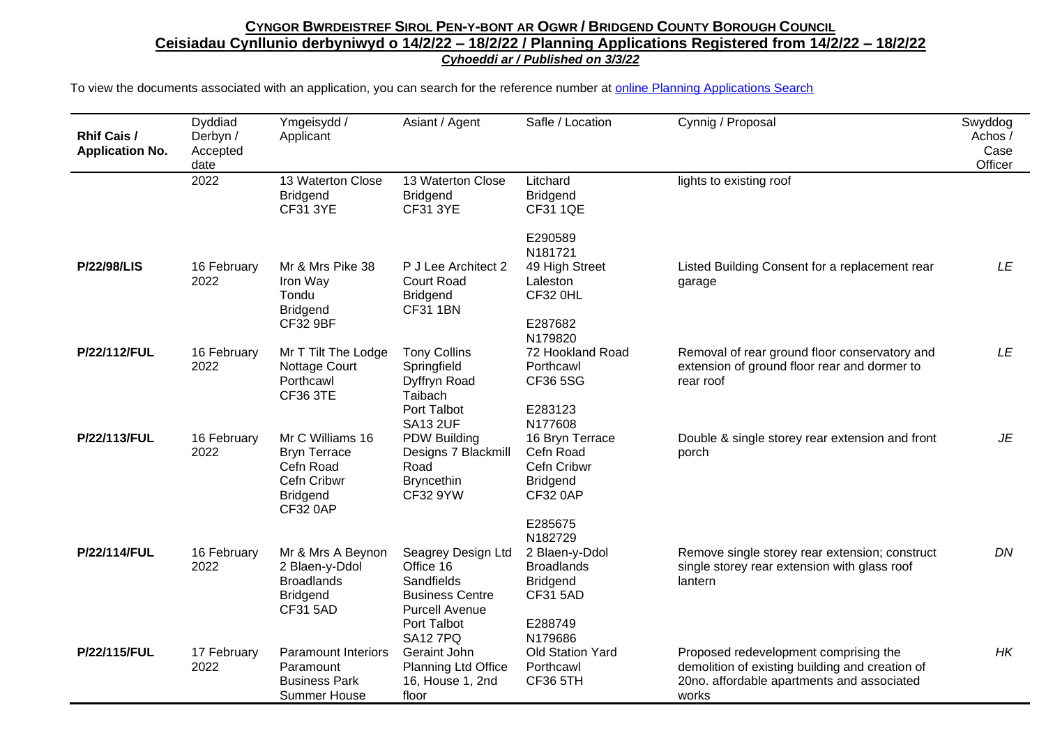**CYNGOR BWRDEISTREF SIROL PEN-Y-BONT AR OGWR / BRIDGEND COUNTY BOROUGH COUNCIL**

**Ceisiadau Cynllunio derbyniwyd o 14/2/22 – 18/2/22 / Planning Applications Registered from 14/2/22 – 18/2/22**

***Cyhoeddi ar / Published on 3/3/22***

To view the documents associated with an application, you can search for the reference number at online Planning Applications Search

| Rhif Cais / Application No. | Dyddiad Derbyn / Accepted date | Ymgeisydd / Applicant | Asiant / Agent | Safle / Location | Cynnig / Proposal | Swyddog Achos / Case Officer |
|---|---|---|---|---|---|---|
| | 2022 | 13 Waterton Close Bridgend CF31 3YE | 13 Waterton Close Bridgend CF31 3YE | Litchard Bridgend CF31 1QE E290589 N181721 | lights to existing roof | |
| **P/22/98/LIS** | 16 February 2022 | Mr & Mrs Pike 38 Iron Way Tondu Bridgend CF32 9BF | P J Lee Architect 2 Court Road Bridgend CF31 1BN | 49 High Street Laleston CF32 0HL E287682 N179820 | Listed Building Consent for a replacement rear garage | *LE* |
| **P/22/112/FUL** | 16 February 2022 | Mr T Tilt The Lodge Nottage Court Porthcawl CF36 3TE | Tony Collins Springfield Dyffryn Road Taibach Port Talbot SA13 2UF | 72 Hookland Road Porthcawl CF36 5SG E283123 N177608 | Removal of rear ground floor conservatory and extension of ground floor rear and dormer to rear roof | *LE* |
| **P/22/113/FUL** | 16 February 2022 | Mr C Williams 16 Bryn Terrace Cefn Road Cefn Cribwr Bridgend CF32 0AP | PDW Building Designs 7 Blackmill Road Bryncethin CF32 9YW | 16 Bryn Terrace Cefn Road Cefn Cribwr Bridgend CF32 0AP E285675 N182729 | Double & single storey rear extension and front porch | *JE* |
| **P/22/114/FUL** | 16 February 2022 | Mr & Mrs A Beynon 2 Blaen-y-Ddol Broadlands Bridgend CF31 5AD | Seagrey Design Ltd Office 16 Sandfields Business Centre Purcell Avenue Port Talbot SA12 7PQ | 2 Blaen-y-Ddol Broadlands Bridgend CF31 5AD E288749 N179686 | Remove single storey rear extension; construct single storey rear extension with glass roof lantern | *DN* |
| **P/22/115/FUL** | 17 February 2022 | Paramount Interiors Paramount Business Park Summer House | Geraint John Planning Ltd Office 16, House 1, 2nd floor | Old Station Yard Porthcawl CF36 5TH | Proposed redevelopment comprising the demolition of existing building and creation of 20no. affordable apartments and associated works | *HK* |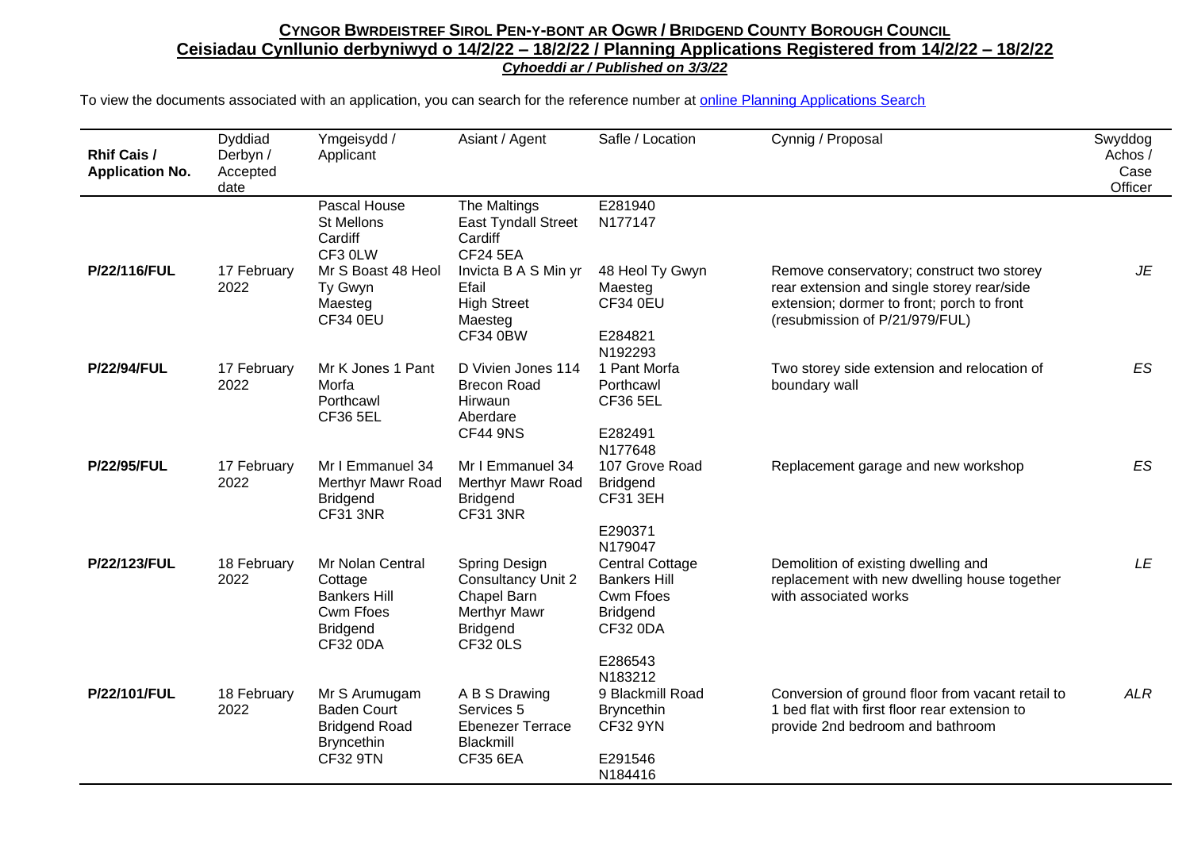**CYNGOR BWRDEISTREF SIROL PEN-Y-BONT AR OGWR / BRIDGEND COUNTY BOROUGH COUNCIL**

**Ceisiadau Cynllunio derbyniwyd o 14/2/22 – 18/2/22 / Planning Applications Registered from 14/2/22 – 18/2/22**

***Cyhoeddi ar / Published on 3/3/22***

To view the documents associated with an application, you can search for the reference number at [online Planning Applications Search](online Planning Applications Search)

| Rhif Cais / Application No. | Dyddiad Derbyn / Accepted date | Ymgeisydd / Applicant | Asiant / Agent | Safle / Location | Cynnig / Proposal | Swyddog Achos / Case Officer |
|---|---|---|---|---|---|---|
| | | Pascal House St Mellons Cardiff CF3 0LW | The Maltings East Tyndall Street Cardiff CF24 5EA | E281940 N177147 | | |
| **P/22/116/FUL** | 17 February 2022 | Mr S Boast 48 Heol Ty Gwyn Maesteg CF34 0EU | Invicta B A S Min yr Efail High Street Maesteg CF34 0BW | 48 Heol Ty Gwyn Maesteg CF34 0EU E284821 N192293 | Remove conservatory; construct two storey rear extension and single storey rear/side extension; dormer to front; porch to front (resubmission of P/21/979/FUL) | *JE* |
| **P/22/94/FUL** | 17 February 2022 | Mr K Jones 1 Pant Morfa Porthcawl CF36 5EL | D Vivien Jones 114 Brecon Road Hirwaun Aberdare CF44 9NS | 1 Pant Morfa Porthcawl CF36 5EL E282491 N177648 | Two storey side extension and relocation of boundary wall | *ES* |
| **P/22/95/FUL** | 17 February 2022 | Mr I Emmanuel 34 Merthyr Mawr Road Bridgend CF31 3NR | Mr I Emmanuel 34 Merthyr Mawr Road Bridgend CF31 3NR | 107 Grove Road Bridgend CF31 3EH E290371 N179047 | Replacement garage and new workshop | *ES* |
| **P/22/123/FUL** | 18 February 2022 | Mr Nolan Central Cottage Bankers Hill Cwm Ffoes Bridgend CF32 0DA | Spring Design Consultancy Unit 2 Chapel Barn Merthyr Mawr Bridgend CF32 0LS | Central Cottage Bankers Hill Cwm Ffoes Bridgend CF32 0DA E286543 N183212 | Demolition of existing dwelling and replacement with new dwelling house together with associated works | *LE* |
| **P/22/101/FUL** | 18 February 2022 | Mr S Arumugam Baden Court Bridgend Road Bryncethin CF32 9TN | A B S Drawing Services 5 Ebenezer Terrace Blackmill CF35 6EA | 9 Blackmill Road Bryncethin CF32 9YN E291546 N184416 | Conversion of ground floor from vacant retail to 1 bed flat with first floor rear extension to provide 2nd bedroom and bathroom | *ALR* |